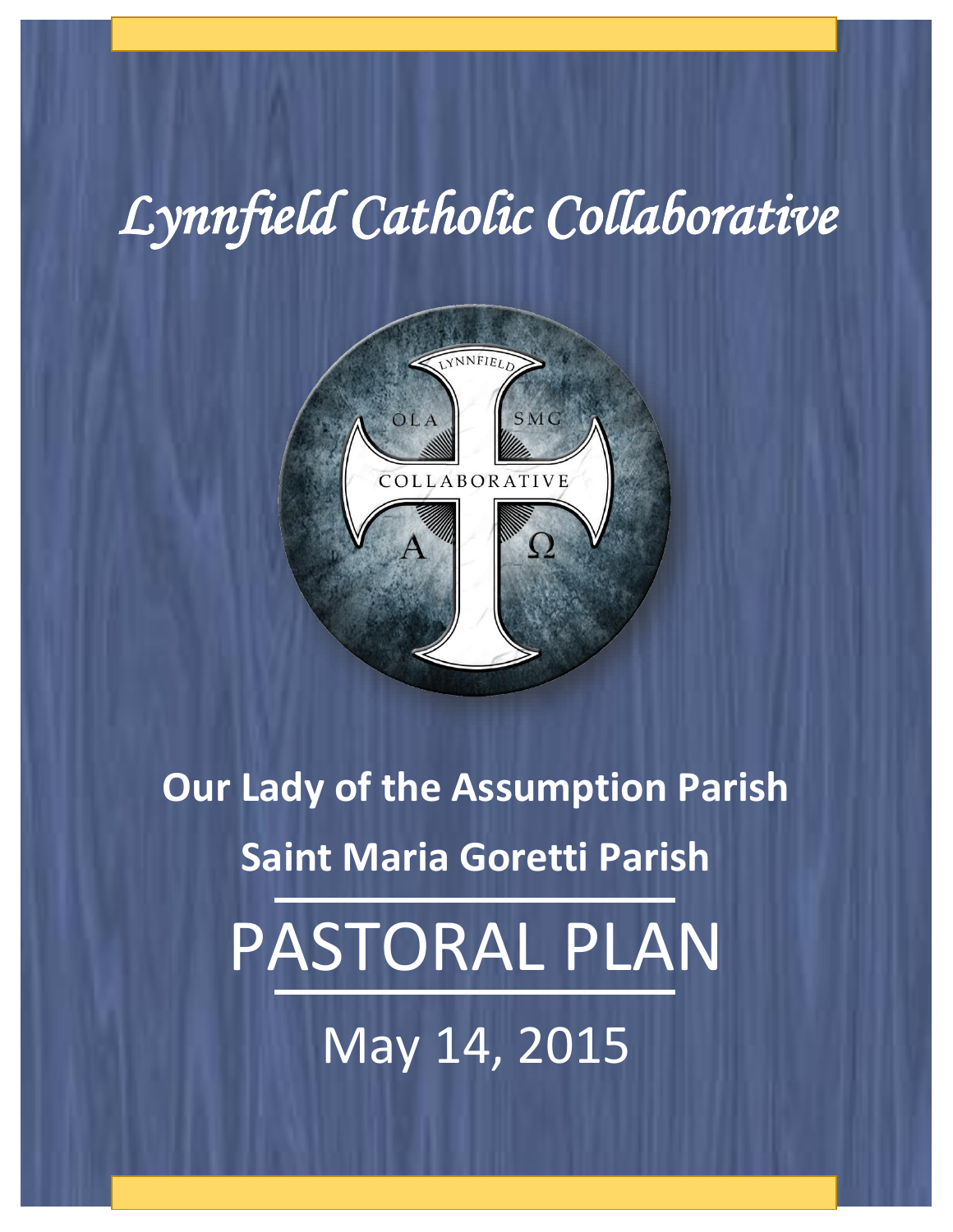# Lynnfield Catholic Collaborative

**Our Lady of the Assumption Parish**

**Saint Maria Goretti Parish**

## PASTORAL PLAN

May 14, 2015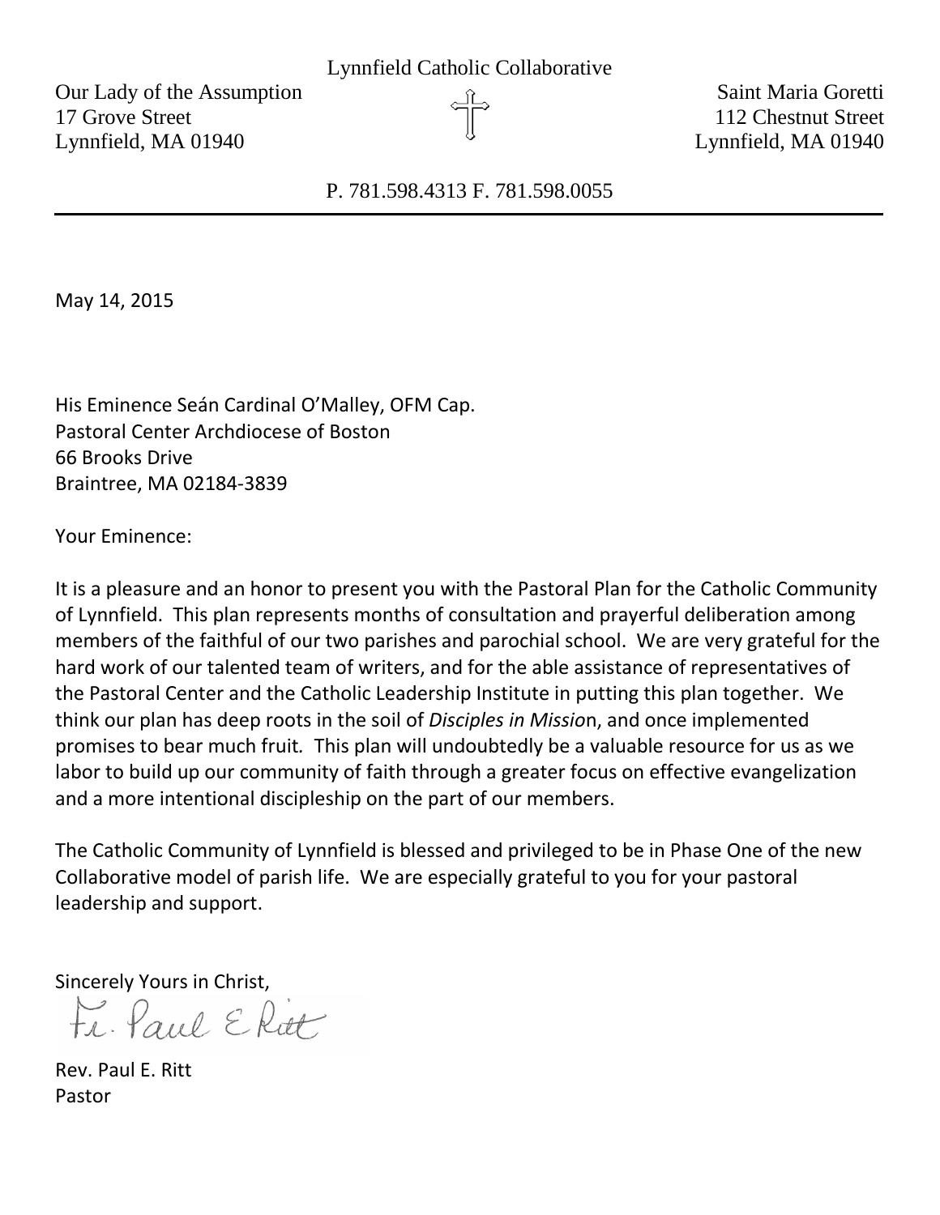Lynnfield Catholic Collaborative

Our Lady of the Assumption
17 Grove Street
Lynnfield, MA 01940

Saint Maria Goretti
112 Chestnut Street
Lynnfield, MA 01940

P. 781.598.4313 F. 781.598.0055

---

May 14, 2015

His Eminence Seán Cardinal O'Malley, OFM Cap.
Pastoral Center Archdiocese of Boston
66 Brooks Drive
Braintree, MA 02184-3839

Your Eminence:

It is a pleasure and an honor to present you with the Pastoral Plan for the Catholic Community of Lynnfield. This plan represents months of consultation and prayerful deliberation among members of the faithful of our two parishes and parochial school. We are very grateful for the hard work of our talented team of writers, and for the able assistance of representatives of the Pastoral Center and the Catholic Leadership Institute in putting this plan together. We think our plan has deep roots in the soil of *Disciples in Mission*, and once implemented promises to bear much fruit. This plan will undoubtedly be a valuable resource for us as we labor to build up our community of faith through a greater focus on effective evangelization and a more intentional discipleship on the part of our members.

The Catholic Community of Lynnfield is blessed and privileged to be in Phase One of the new Collaborative model of parish life. We are especially grateful to you for your pastoral leadership and support.

Sincerely Yours in Christ,

Fr. Paul E Ritt

Rev. Paul E. Ritt
Pastor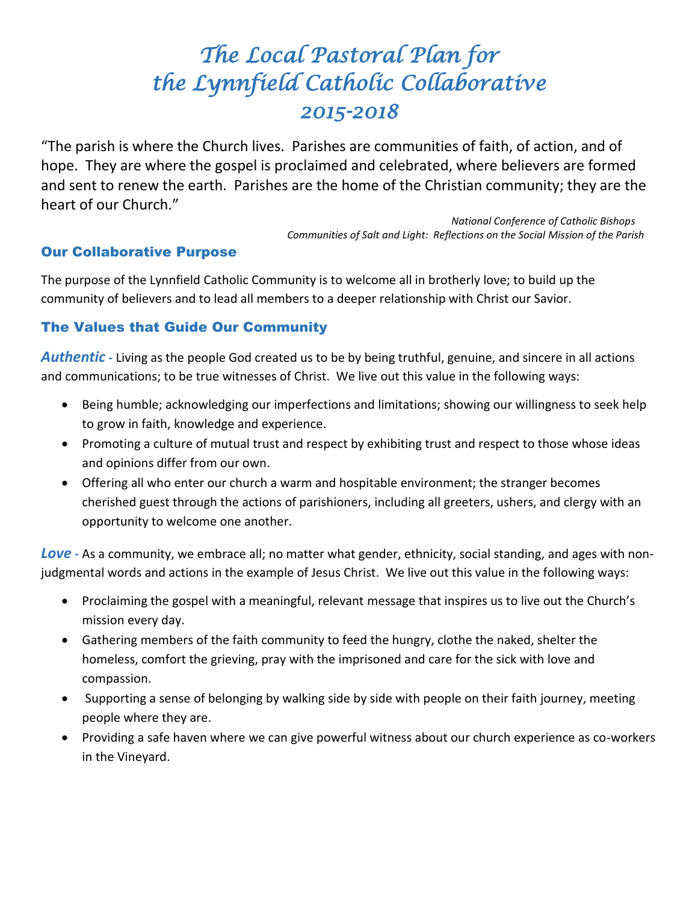# *The Local Pastoral Plan for the Lynnfield Catholic Collaborative 2015-2018*

"The parish is where the Church lives. Parishes are communities of faith, of action, and of hope. They are where the gospel is proclaimed and celebrated, where believers are formed and sent to renew the earth. Parishes are the home of the Christian community; they are the heart of our Church."

*National Conference of Catholic Bishops*
*Communities of Salt and Light: Reflections on the Social Mission of the Parish*

## Our Collaborative Purpose

The purpose of the Lynnfield Catholic Community is to welcome all in brotherly love; to build up the community of believers and to lead all members to a deeper relationship with Christ our Savior.

## The Values that Guide Our Community

***Authentic*** - Living as the people God created us to be by being truthful, genuine, and sincere in all actions and communications; to be true witnesses of Christ. We live out this value in the following ways:

- Being humble; acknowledging our imperfections and limitations; showing our willingness to seek help to grow in faith, knowledge and experience.
- Promoting a culture of mutual trust and respect by exhibiting trust and respect to those whose ideas and opinions differ from our own.
- Offering all who enter our church a warm and hospitable environment; the stranger becomes cherished guest through the actions of parishioners, including all greeters, ushers, and clergy with an opportunity to welcome one another.

***Love*** - As a community, we embrace all; no matter what gender, ethnicity, social standing, and ages with non-judgmental words and actions in the example of Jesus Christ. We live out this value in the following ways:

- Proclaiming the gospel with a meaningful, relevant message that inspires us to live out the Church's mission every day.
- Gathering members of the faith community to feed the hungry, clothe the naked, shelter the homeless, comfort the grieving, pray with the imprisoned and care for the sick with love and compassion.
- Supporting a sense of belonging by walking side by side with people on their faith journey, meeting people where they are.
- Providing a safe haven where we can give powerful witness about our church experience as co-workers in the Vineyard.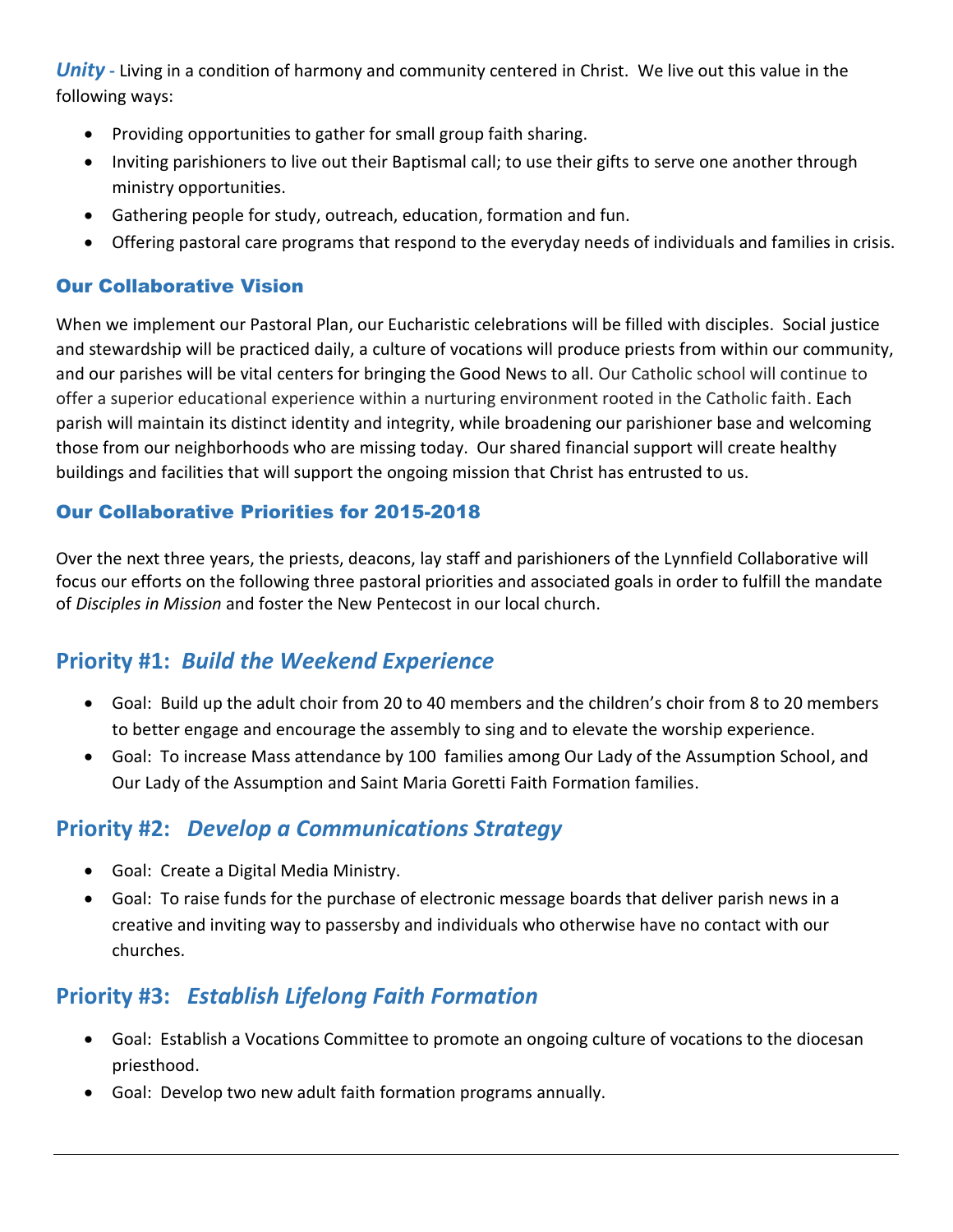***Unity*** - Living in a condition of harmony and community centered in Christ. We live out this value in the following ways:

- Providing opportunities to gather for small group faith sharing.
- Inviting parishioners to live out their Baptismal call; to use their gifts to serve one another through ministry opportunities.
- Gathering people for study, outreach, education, formation and fun.
- Offering pastoral care programs that respond to the everyday needs of individuals and families in crisis.

### Our Collaborative Vision

When we implement our Pastoral Plan, our Eucharistic celebrations will be filled with disciples. Social justice and stewardship will be practiced daily, a culture of vocations will produce priests from within our community, and our parishes will be vital centers for bringing the Good News to all. Our Catholic school will continue to offer a superior educational experience within a nurturing environment rooted in the Catholic faith. Each parish will maintain its distinct identity and integrity, while broadening our parishioner base and welcoming those from our neighborhoods who are missing today. Our shared financial support will create healthy buildings and facilities that will support the ongoing mission that Christ has entrusted to us.

### Our Collaborative Priorities for 2015-2018

Over the next three years, the priests, deacons, lay staff and parishioners of the Lynnfield Collaborative will focus our efforts on the following three pastoral priorities and associated goals in order to fulfill the mandate of *Disciples in Mission* and foster the New Pentecost in our local church.

## Priority #1: *Build the Weekend Experience*

- Goal: Build up the adult choir from 20 to 40 members and the children's choir from 8 to 20 members to better engage and encourage the assembly to sing and to elevate the worship experience.
- Goal: To increase Mass attendance by 100 families among Our Lady of the Assumption School, and Our Lady of the Assumption and Saint Maria Goretti Faith Formation families.

## Priority #2: *Develop a Communications Strategy*

- Goal: Create a Digital Media Ministry.
- Goal: To raise funds for the purchase of electronic message boards that deliver parish news in a creative and inviting way to passersby and individuals who otherwise have no contact with our churches.

## Priority #3: *Establish Lifelong Faith Formation*

- Goal: Establish a Vocations Committee to promote an ongoing culture of vocations to the diocesan priesthood.
- Goal: Develop two new adult faith formation programs annually.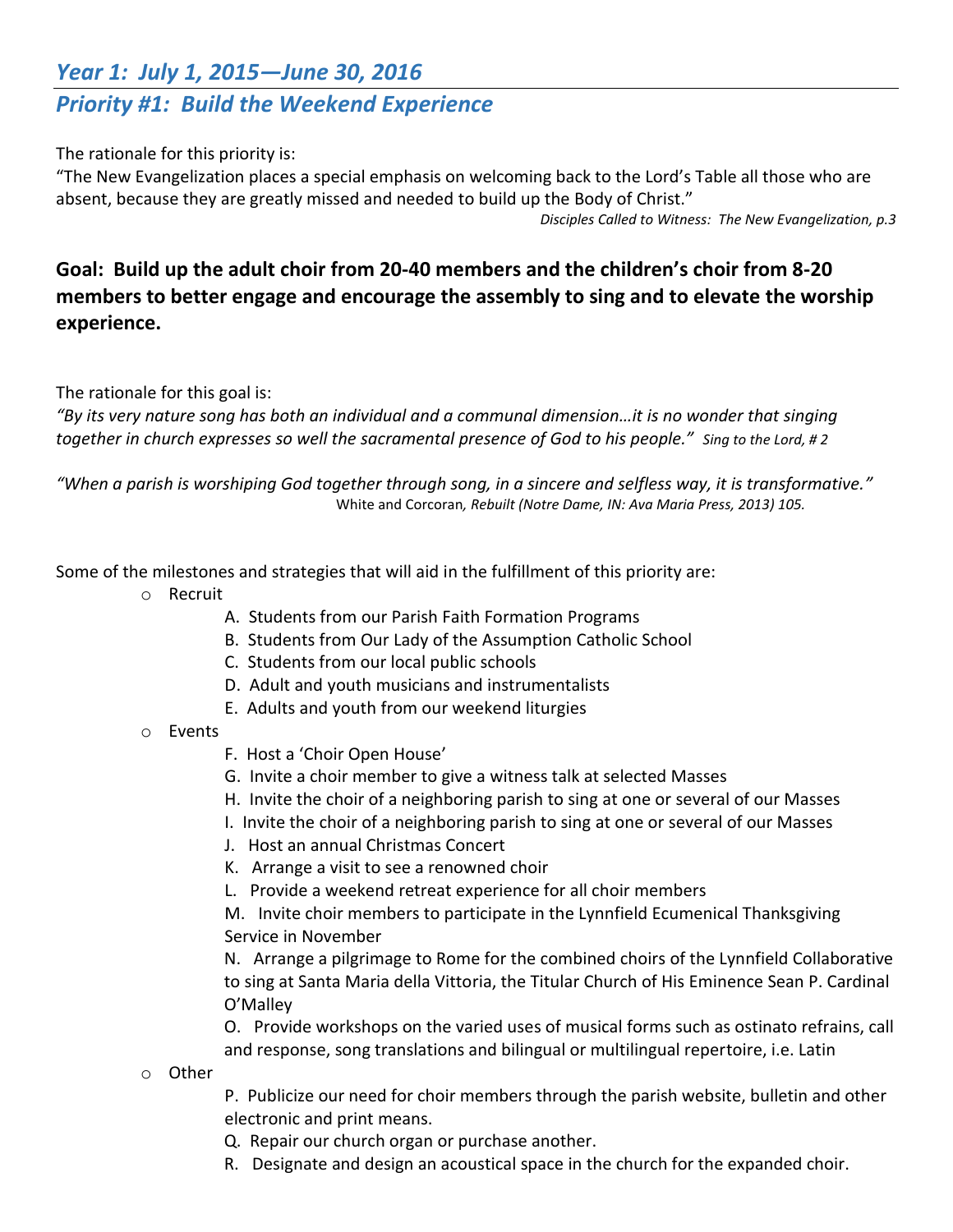## *Year 1: July 1, 2015—June 30, 2016*

## *Priority #1: Build the Weekend Experience*

The rationale for this priority is:

"The New Evangelization places a special emphasis on welcoming back to the Lord's Table all those who are absent, because they are greatly missed and needed to build up the Body of Christ."

*Disciples Called to Witness: The New Evangelization, p.3*

### Goal: Build up the adult choir from 20-40 members and the children's choir from 8-20 members to better engage and encourage the assembly to sing and to elevate the worship experience.

The rationale for this goal is:

*"By its very nature song has both an individual and a communal dimension…it is no wonder that singing together in church expresses so well the sacramental presence of God to his people." Sing to the Lord, # 2*

*"When a parish is worshiping God together through song, in a sincere and selfless way, it is transformative."* White and Corcoran*, Rebuilt (Notre Dame, IN: Ava Maria Press, 2013) 105.*

Some of the milestones and strategies that will aid in the fulfillment of this priority are:

- Recruit
  - A. Students from our Parish Faith Formation Programs
  - B. Students from Our Lady of the Assumption Catholic School
  - C. Students from our local public schools
  - D. Adult and youth musicians and instrumentalists
  - E. Adults and youth from our weekend liturgies
- Events
  - F. Host a 'Choir Open House'
  - G. Invite a choir member to give a witness talk at selected Masses
  - H. Invite the choir of a neighboring parish to sing at one or several of our Masses
  - I. Invite the choir of a neighboring parish to sing at one or several of our Masses
  - J. Host an annual Christmas Concert
  - K. Arrange a visit to see a renowned choir
  - L. Provide a weekend retreat experience for all choir members
  - M. Invite choir members to participate in the Lynnfield Ecumenical Thanksgiving Service in November
  - N. Arrange a pilgrimage to Rome for the combined choirs of the Lynnfield Collaborative to sing at Santa Maria della Vittoria, the Titular Church of His Eminence Sean P. Cardinal O'Malley
  - O. Provide workshops on the varied uses of musical forms such as ostinato refrains, call and response, song translations and bilingual or multilingual repertoire, i.e. Latin
- Other
  - P. Publicize our need for choir members through the parish website, bulletin and other electronic and print means.
  - Q. Repair our church organ or purchase another.
  - R. Designate and design an acoustical space in the church for the expanded choir.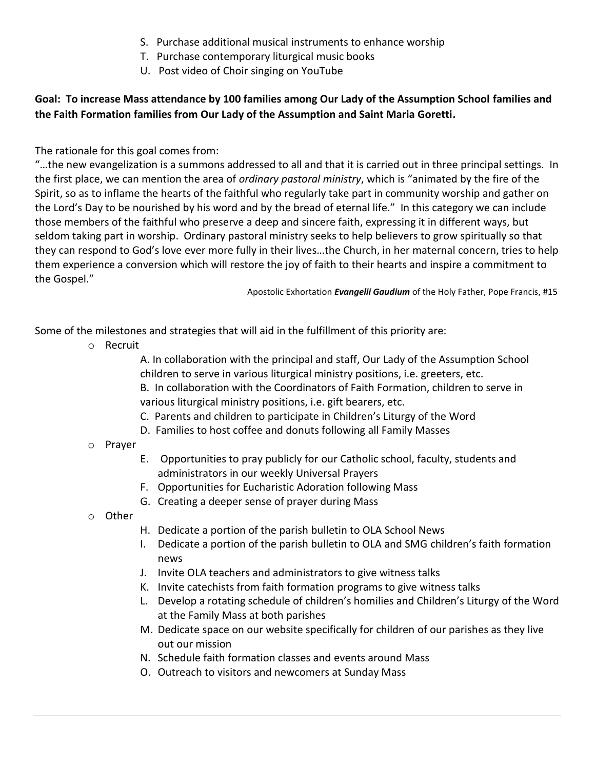S. Purchase additional musical instruments to enhance worship
T. Purchase contemporary liturgical music books
U. Post video of Choir singing on YouTube

**Goal: To increase Mass attendance by 100 families among Our Lady of the Assumption School families and the Faith Formation families from Our Lady of the Assumption and Saint Maria Goretti.**

The rationale for this goal comes from:

"…the new evangelization is a summons addressed to all and that it is carried out in three principal settings. In the first place, we can mention the area of *ordinary pastoral ministry*, which is "animated by the fire of the Spirit, so as to inflame the hearts of the faithful who regularly take part in community worship and gather on the Lord's Day to be nourished by his word and by the bread of eternal life." In this category we can include those members of the faithful who preserve a deep and sincere faith, expressing it in different ways, but seldom taking part in worship. Ordinary pastoral ministry seeks to help believers to grow spiritually so that they can respond to God's love ever more fully in their lives…the Church, in her maternal concern, tries to help them experience a conversion which will restore the joy of faith to their hearts and inspire a commitment to the Gospel."

Apostolic Exhortation ***Evangelii Gaudium*** of the Holy Father, Pope Francis, #15

Some of the milestones and strategies that will aid in the fulfillment of this priority are:

- Recruit
  - A. In collaboration with the principal and staff, Our Lady of the Assumption School children to serve in various liturgical ministry positions, i.e. greeters, etc.
  - B. In collaboration with the Coordinators of Faith Formation, children to serve in various liturgical ministry positions, i.e. gift bearers, etc.
  - C. Parents and children to participate in Children's Liturgy of the Word
  - D. Families to host coffee and donuts following all Family Masses
- Prayer
  - E. Opportunities to pray publicly for our Catholic school, faculty, students and administrators in our weekly Universal Prayers
  - F. Opportunities for Eucharistic Adoration following Mass
  - G. Creating a deeper sense of prayer during Mass
- Other
  - H. Dedicate a portion of the parish bulletin to OLA School News
  - I. Dedicate a portion of the parish bulletin to OLA and SMG children's faith formation news
  - J. Invite OLA teachers and administrators to give witness talks
  - K. Invite catechists from faith formation programs to give witness talks
  - L. Develop a rotating schedule of children's homilies and Children's Liturgy of the Word at the Family Mass at both parishes
  - M. Dedicate space on our website specifically for children of our parishes as they live out our mission
  - N. Schedule faith formation classes and events around Mass
  - O. Outreach to visitors and newcomers at Sunday Mass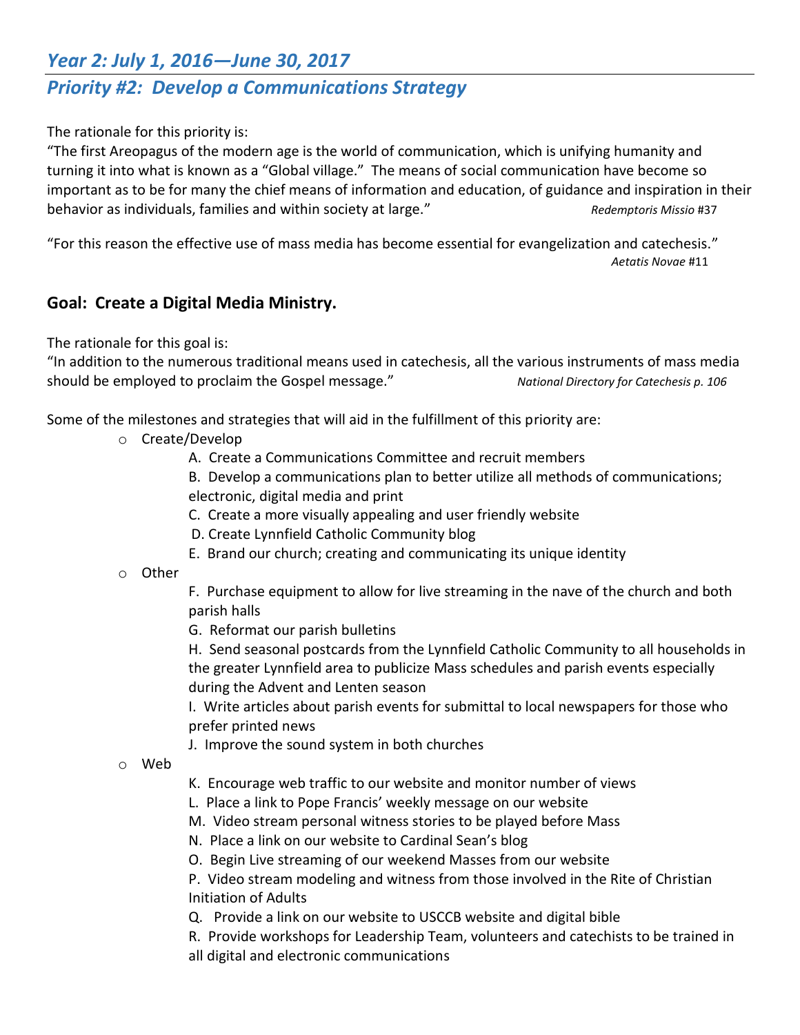## *Year 2: July 1, 2016—June 30, 2017*

## *Priority #2: Develop a Communications Strategy*

The rationale for this priority is:

"The first Areopagus of the modern age is the world of communication, which is unifying humanity and turning it into what is known as a "Global village." The means of social communication have become so important as to be for many the chief means of information and education, of guidance and inspiration in their behavior as individuals, families and within society at large." *Redemptoris Missio* #37

"For this reason the effective use of mass media has become essential for evangelization and catechesis." *Aetatis Novae* #11

### Goal: Create a Digital Media Ministry.

The rationale for this goal is:

"In addition to the numerous traditional means used in catechesis, all the various instruments of mass media should be employed to proclaim the Gospel message." *National Directory for Catechesis p. 106*

Some of the milestones and strategies that will aid in the fulfillment of this priority are:

- Create/Develop
  - A. Create a Communications Committee and recruit members
  - B. Develop a communications plan to better utilize all methods of communications; electronic, digital media and print
  - C. Create a more visually appealing and user friendly website
  - D. Create Lynnfield Catholic Community blog
  - E. Brand our church; creating and communicating its unique identity
- Other
  - F. Purchase equipment to allow for live streaming in the nave of the church and both parish halls
  - G. Reformat our parish bulletins
  - H. Send seasonal postcards from the Lynnfield Catholic Community to all households in the greater Lynnfield area to publicize Mass schedules and parish events especially during the Advent and Lenten season
  - I. Write articles about parish events for submittal to local newspapers for those who prefer printed news
  - J. Improve the sound system in both churches
- Web
  - K. Encourage web traffic to our website and monitor number of views
  - L. Place a link to Pope Francis' weekly message on our website
  - M. Video stream personal witness stories to be played before Mass
  - N. Place a link on our website to Cardinal Sean's blog
  - O. Begin Live streaming of our weekend Masses from our website
  - P. Video stream modeling and witness from those involved in the Rite of Christian Initiation of Adults
  - Q. Provide a link on our website to USCCB website and digital bible
  - R. Provide workshops for Leadership Team, volunteers and catechists to be trained in all digital and electronic communications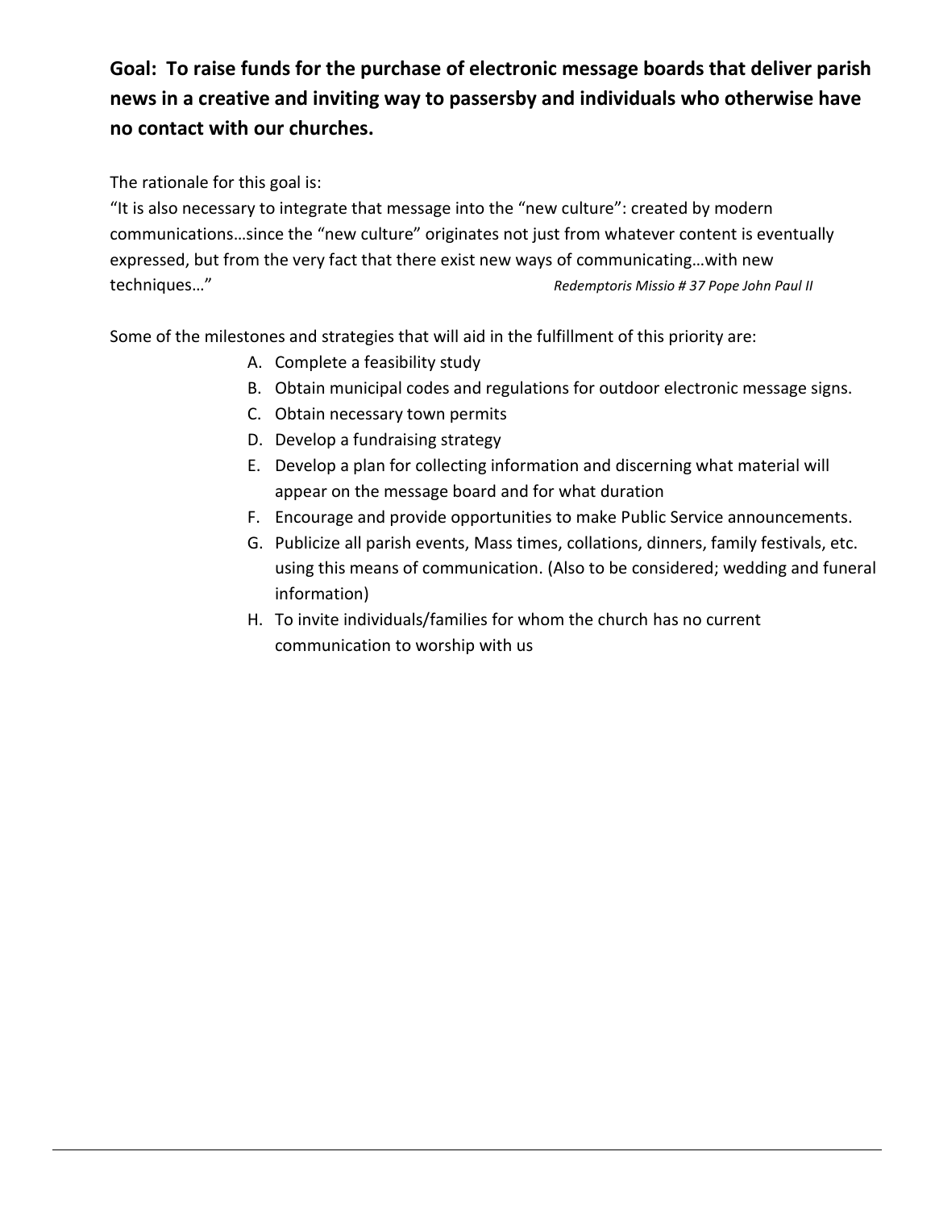**Goal: To raise funds for the purchase of electronic message boards that deliver parish news in a creative and inviting way to passersby and individuals who otherwise have no contact with our churches.**

The rationale for this goal is:

"It is also necessary to integrate that message into the "new culture": created by modern communications…since the "new culture" originates not just from whatever content is eventually expressed, but from the very fact that there exist new ways of communicating…with new techniques…" *Redemptoris Missio # 37 Pope John Paul II*

Some of the milestones and strategies that will aid in the fulfillment of this priority are:

A. Complete a feasibility study
B. Obtain municipal codes and regulations for outdoor electronic message signs.
C. Obtain necessary town permits
D. Develop a fundraising strategy
E. Develop a plan for collecting information and discerning what material will appear on the message board and for what duration
F. Encourage and provide opportunities to make Public Service announcements.
G. Publicize all parish events, Mass times, collations, dinners, family festivals, etc. using this means of communication. (Also to be considered; wedding and funeral information)
H. To invite individuals/families for whom the church has no current communication to worship with us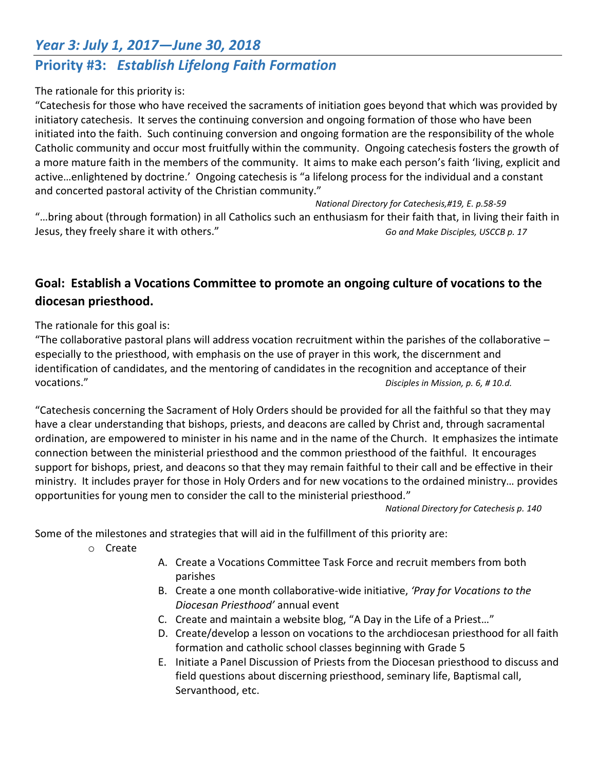## *Year 3: July 1, 2017—June 30, 2018*

## Priority #3: *Establish Lifelong Faith Formation*

The rationale for this priority is:

"Catechesis for those who have received the sacraments of initiation goes beyond that which was provided by initiatory catechesis. It serves the continuing conversion and ongoing formation of those who have been initiated into the faith. Such continuing conversion and ongoing formation are the responsibility of the whole Catholic community and occur most fruitfully within the community. Ongoing catechesis fosters the growth of a more mature faith in the members of the community. It aims to make each person's faith 'living, explicit and active…enlightened by doctrine.' Ongoing catechesis is "a lifelong process for the individual and a constant and concerted pastoral activity of the Christian community."

*National Directory for Catechesis,#19, E. p.58-59*

"…bring about (through formation) in all Catholics such an enthusiasm for their faith that, in living their faith in Jesus, they freely share it with others." *Go and Make Disciples, USCCB p. 17*

### Goal: Establish a Vocations Committee to promote an ongoing culture of vocations to the diocesan priesthood.

The rationale for this goal is:

"The collaborative pastoral plans will address vocation recruitment within the parishes of the collaborative – especially to the priesthood, with emphasis on the use of prayer in this work, the discernment and identification of candidates, and the mentoring of candidates in the recognition and acceptance of their vocations." *Disciples in Mission, p. 6, # 10.d.*

"Catechesis concerning the Sacrament of Holy Orders should be provided for all the faithful so that they may have a clear understanding that bishops, priests, and deacons are called by Christ and, through sacramental ordination, are empowered to minister in his name and in the name of the Church. It emphasizes the intimate connection between the ministerial priesthood and the common priesthood of the faithful. It encourages support for bishops, priest, and deacons so that they may remain faithful to their call and be effective in their ministry. It includes prayer for those in Holy Orders and for new vocations to the ordained ministry… provides opportunities for young men to consider the call to the ministerial priesthood."

*National Directory for Catechesis p. 140*

Some of the milestones and strategies that will aid in the fulfillment of this priority are:

- Create
  - A. Create a Vocations Committee Task Force and recruit members from both parishes
  - B. Create a one month collaborative-wide initiative, *'Pray for Vocations to the Diocesan Priesthood'* annual event
  - C. Create and maintain a website blog, "A Day in the Life of a Priest…"
  - D. Create/develop a lesson on vocations to the archdiocesan priesthood for all faith formation and catholic school classes beginning with Grade 5
  - E. Initiate a Panel Discussion of Priests from the Diocesan priesthood to discuss and field questions about discerning priesthood, seminary life, Baptismal call, Servanthood, etc.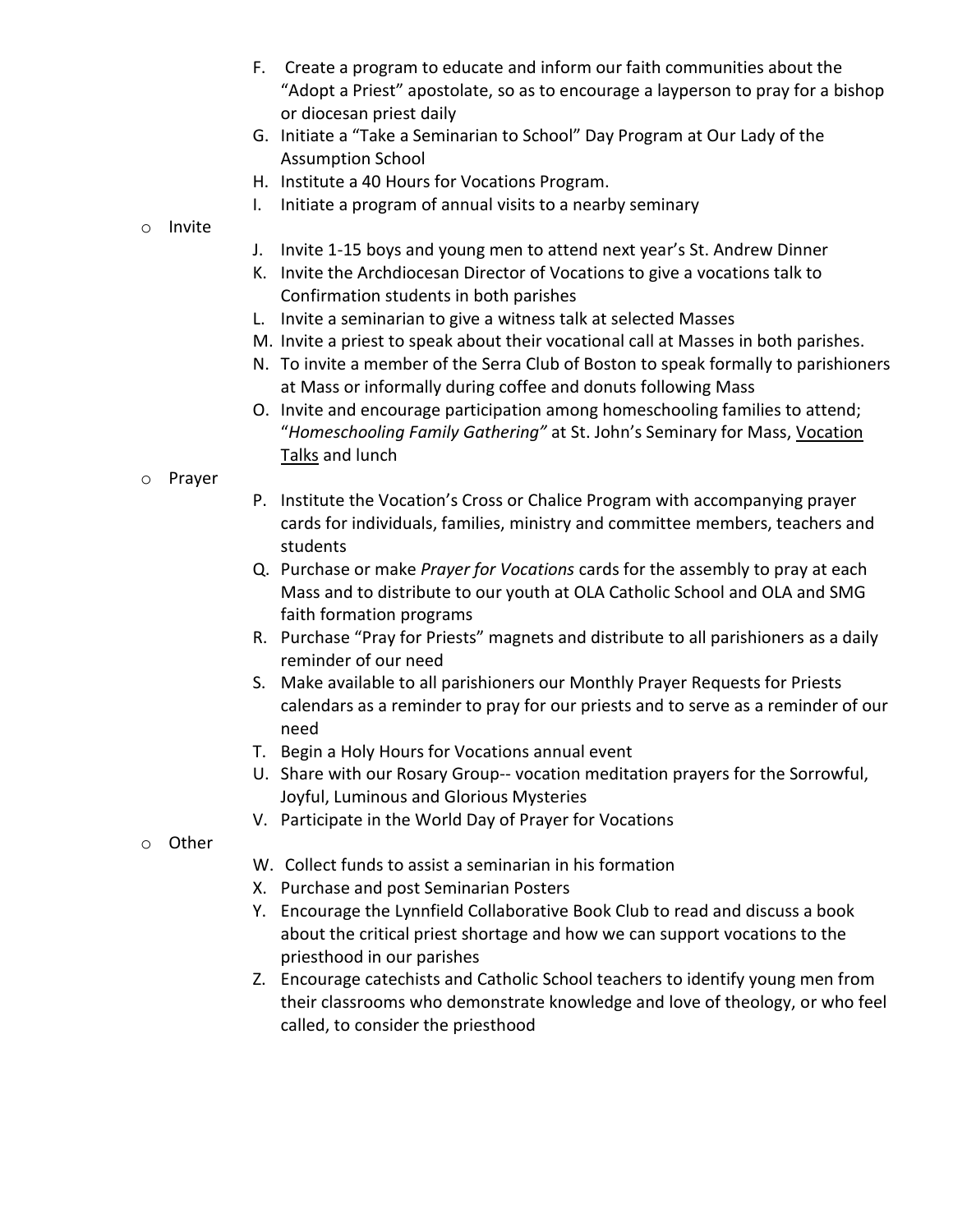F. Create a program to educate and inform our faith communities about the "Adopt a Priest" apostolate, so as to encourage a layperson to pray for a bishop or diocesan priest daily
G. Initiate a "Take a Seminarian to School" Day Program at Our Lady of the Assumption School
H. Institute a 40 Hours for Vocations Program.
I. Initiate a program of annual visits to a nearby seminary

- Invite

J. Invite 1-15 boys and young men to attend next year's St. Andrew Dinner
K. Invite the Archdiocesan Director of Vocations to give a vocations talk to Confirmation students in both parishes
L. Invite a seminarian to give a witness talk at selected Masses
M. Invite a priest to speak about their vocational call at Masses in both parishes.
N. To invite a member of the Serra Club of Boston to speak formally to parishioners at Mass or informally during coffee and donuts following Mass
O. Invite and encourage participation among homeschooling families to attend; "*Homeschooling Family Gathering"* at St. John's Seminary for Mass, <u>Vocation Talks</u> and lunch

- Prayer

P. Institute the Vocation's Cross or Chalice Program with accompanying prayer cards for individuals, families, ministry and committee members, teachers and students
Q. Purchase or make *Prayer for Vocations* cards for the assembly to pray at each Mass and to distribute to our youth at OLA Catholic School and OLA and SMG faith formation programs
R. Purchase "Pray for Priests" magnets and distribute to all parishioners as a daily reminder of our need
S. Make available to all parishioners our Monthly Prayer Requests for Priests calendars as a reminder to pray for our priests and to serve as a reminder of our need
T. Begin a Holy Hours for Vocations annual event
U. Share with our Rosary Group-- vocation meditation prayers for the Sorrowful, Joyful, Luminous and Glorious Mysteries
V. Participate in the World Day of Prayer for Vocations

- Other

W. Collect funds to assist a seminarian in his formation
X. Purchase and post Seminarian Posters
Y. Encourage the Lynnfield Collaborative Book Club to read and discuss a book about the critical priest shortage and how we can support vocations to the priesthood in our parishes
Z. Encourage catechists and Catholic School teachers to identify young men from their classrooms who demonstrate knowledge and love of theology, or who feel called, to consider the priesthood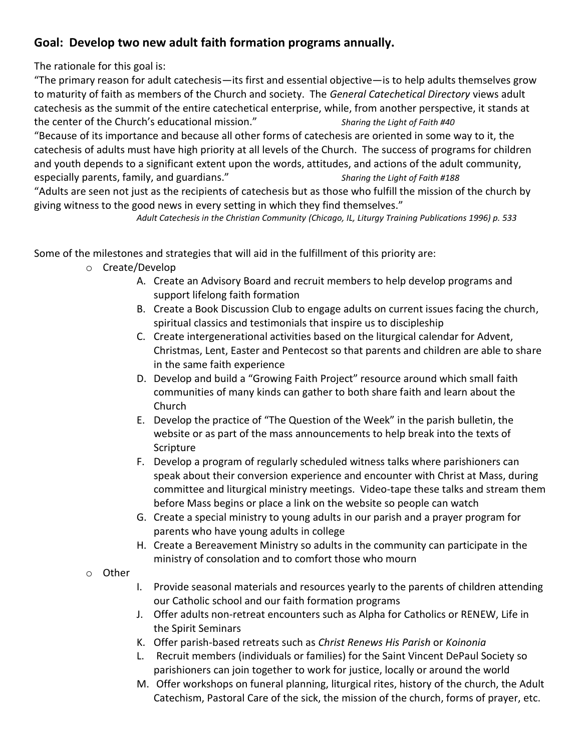## **Goal: Develop two new adult faith formation programs annually.**

The rationale for this goal is:

"The primary reason for adult catechesis—its first and essential objective—is to help adults themselves grow to maturity of faith as members of the Church and society. The *General Catechetical Directory* views adult catechesis as the summit of the entire catechetical enterprise, while, from another perspective, it stands at the center of the Church's educational mission." *Sharing the Light of Faith #40*

"Because of its importance and because all other forms of catechesis are oriented in some way to it, the catechesis of adults must have high priority at all levels of the Church. The success of programs for children and youth depends to a significant extent upon the words, attitudes, and actions of the adult community, especially parents, family, and guardians." *Sharing the Light of Faith #188*

"Adults are seen not just as the recipients of catechesis but as those who fulfill the mission of the church by giving witness to the good news in every setting in which they find themselves."

*Adult Catechesis in the Christian Community (Chicago, IL, Liturgy Training Publications 1996) p. 533*

Some of the milestones and strategies that will aid in the fulfillment of this priority are:

- Create/Develop
  - A. Create an Advisory Board and recruit members to help develop programs and support lifelong faith formation
  - B. Create a Book Discussion Club to engage adults on current issues facing the church, spiritual classics and testimonials that inspire us to discipleship
  - C. Create intergenerational activities based on the liturgical calendar for Advent, Christmas, Lent, Easter and Pentecost so that parents and children are able to share in the same faith experience
  - D. Develop and build a "Growing Faith Project" resource around which small faith communities of many kinds can gather to both share faith and learn about the Church
  - E. Develop the practice of "The Question of the Week" in the parish bulletin, the website or as part of the mass announcements to help break into the texts of Scripture
  - F. Develop a program of regularly scheduled witness talks where parishioners can speak about their conversion experience and encounter with Christ at Mass, during committee and liturgical ministry meetings. Video-tape these talks and stream them before Mass begins or place a link on the website so people can watch
  - G. Create a special ministry to young adults in our parish and a prayer program for parents who have young adults in college
  - H. Create a Bereavement Ministry so adults in the community can participate in the ministry of consolation and to comfort those who mourn
- Other
  - I. Provide seasonal materials and resources yearly to the parents of children attending our Catholic school and our faith formation programs
  - J. Offer adults non-retreat encounters such as Alpha for Catholics or RENEW, Life in the Spirit Seminars
  - K. Offer parish-based retreats such as *Christ Renews His Parish* or *Koinonia*
  - L. Recruit members (individuals or families) for the Saint Vincent DePaul Society so parishioners can join together to work for justice, locally or around the world
  - M. Offer workshops on funeral planning, liturgical rites, history of the church, the Adult Catechism, Pastoral Care of the sick, the mission of the church, forms of prayer, etc.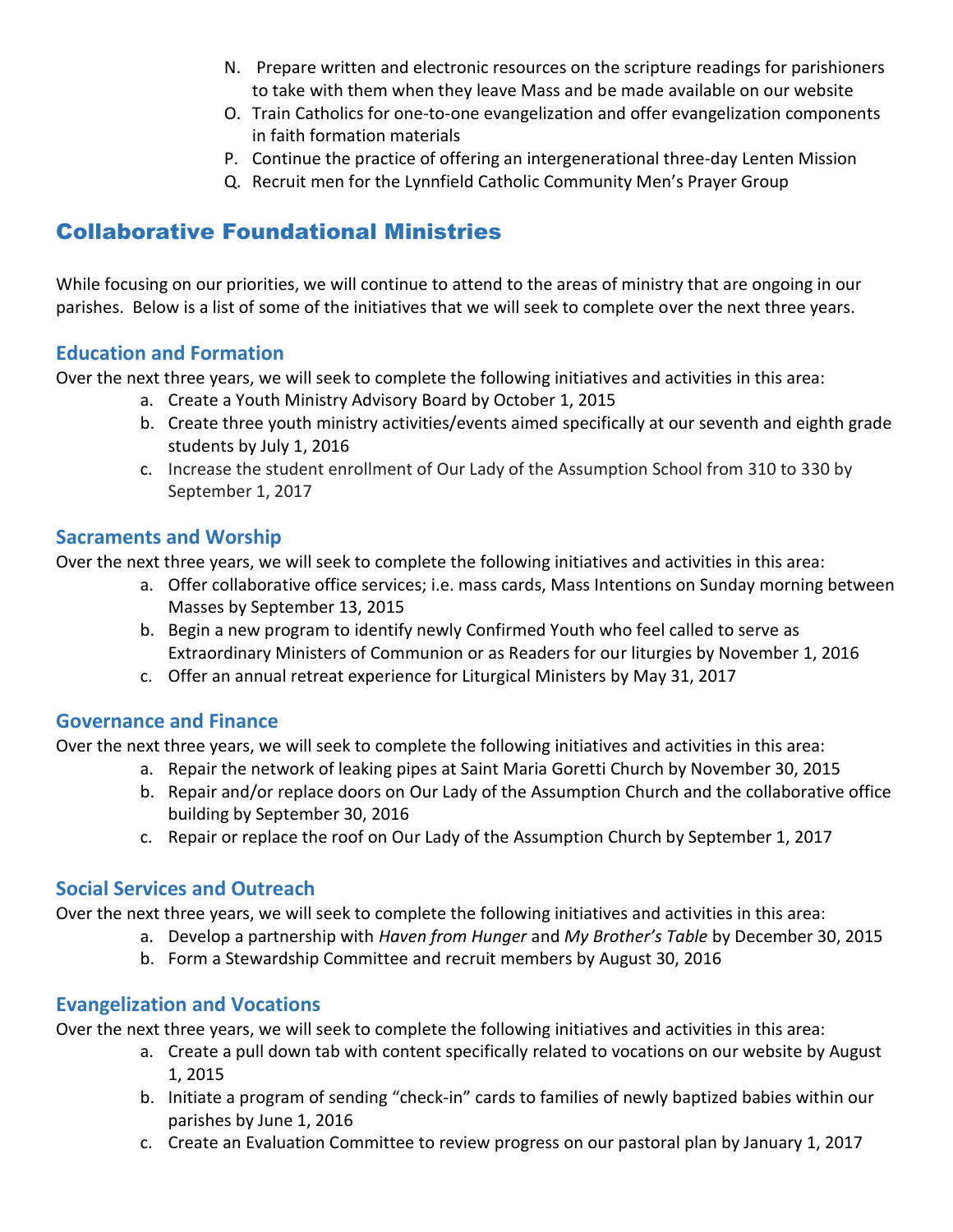N. Prepare written and electronic resources on the scripture readings for parishioners to take with them when they leave Mass and be made available on our website
O. Train Catholics for one-to-one evangelization and offer evangelization components in faith formation materials
P. Continue the practice of offering an intergenerational three-day Lenten Mission
Q. Recruit men for the Lynnfield Catholic Community Men's Prayer Group

## Collaborative Foundational Ministries

While focusing on our priorities, we will continue to attend to the areas of ministry that are ongoing in our parishes. Below is a list of some of the initiatives that we will seek to complete over the next three years.

### Education and Formation

Over the next three years, we will seek to complete the following initiatives and activities in this area:

a. Create a Youth Ministry Advisory Board by October 1, 2015
b. Create three youth ministry activities/events aimed specifically at our seventh and eighth grade students by July 1, 2016
c. Increase the student enrollment of Our Lady of the Assumption School from 310 to 330 by September 1, 2017

### Sacraments and Worship

Over the next three years, we will seek to complete the following initiatives and activities in this area:

a. Offer collaborative office services; i.e. mass cards, Mass Intentions on Sunday morning between Masses by September 13, 2015
b. Begin a new program to identify newly Confirmed Youth who feel called to serve as Extraordinary Ministers of Communion or as Readers for our liturgies by November 1, 2016
c. Offer an annual retreat experience for Liturgical Ministers by May 31, 2017

### Governance and Finance

Over the next three years, we will seek to complete the following initiatives and activities in this area:

a. Repair the network of leaking pipes at Saint Maria Goretti Church by November 30, 2015
b. Repair and/or replace doors on Our Lady of the Assumption Church and the collaborative office building by September 30, 2016
c. Repair or replace the roof on Our Lady of the Assumption Church by September 1, 2017

### Social Services and Outreach

Over the next three years, we will seek to complete the following initiatives and activities in this area:

a. Develop a partnership with *Haven from Hunger* and *My Brother's Table* by December 30, 2015
b. Form a Stewardship Committee and recruit members by August 30, 2016

### Evangelization and Vocations

Over the next three years, we will seek to complete the following initiatives and activities in this area:

a. Create a pull down tab with content specifically related to vocations on our website by August 1, 2015
b. Initiate a program of sending "check-in" cards to families of newly baptized babies within our parishes by June 1, 2016
c. Create an Evaluation Committee to review progress on our pastoral plan by January 1, 2017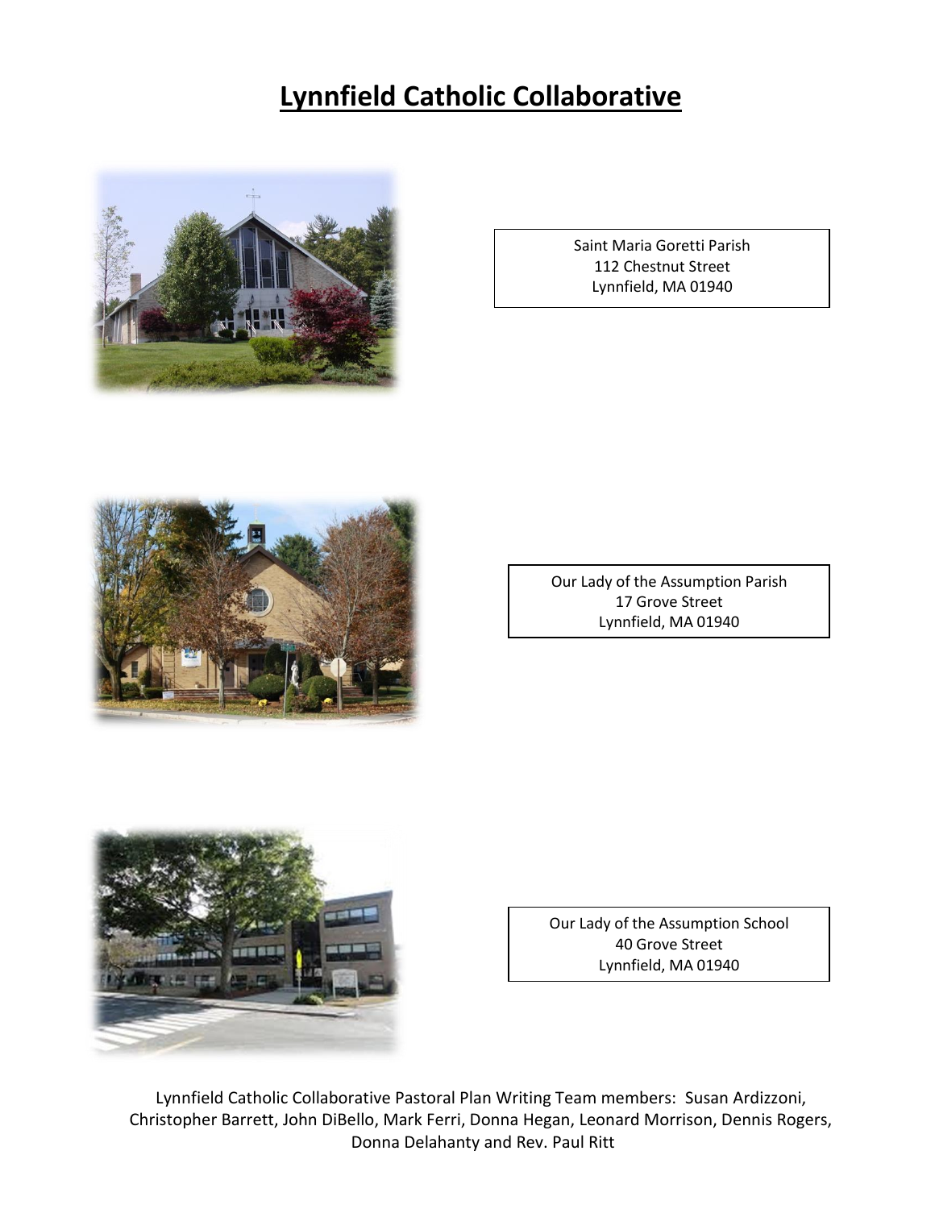# Lynnfield Catholic Collaborative

Saint Maria Goretti Parish
112 Chestnut Street
Lynnfield, MA 01940

Our Lady of the Assumption Parish
17 Grove Street
Lynnfield, MA 01940

Our Lady of the Assumption School
40 Grove Street
Lynnfield, MA 01940

Lynnfield Catholic Collaborative Pastoral Plan Writing Team members: Susan Ardizzoni, Christopher Barrett, John DiBello, Mark Ferri, Donna Hegan, Leonard Morrison, Dennis Rogers, Donna Delahanty and Rev. Paul Ritt